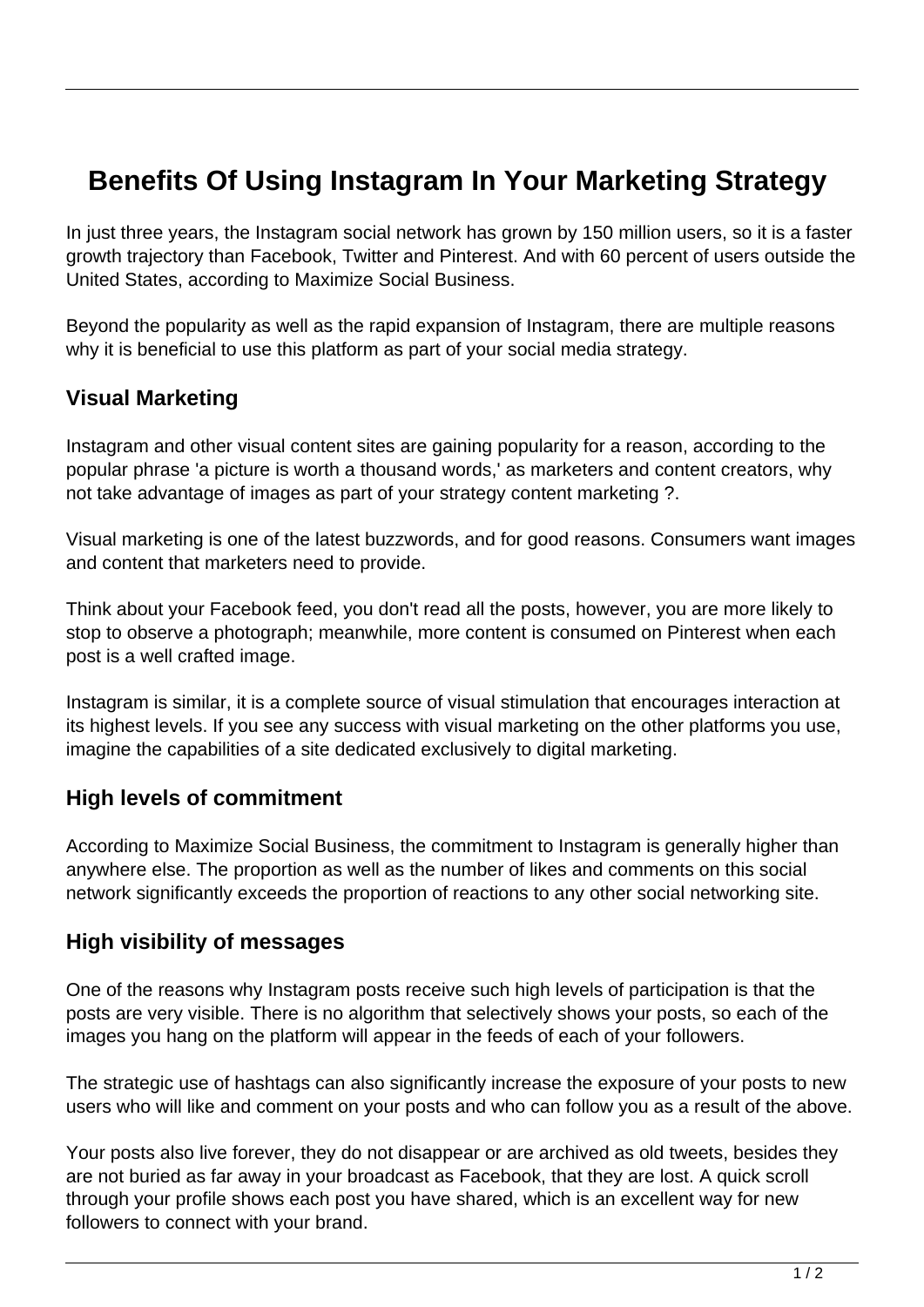# Benefits Of Using Instagram In Your Marketing Strategy

In just three years, the Instagram social network has grown by 150 million users, so it is a faster growth trajectory than Facebook, Twitter and Pinterest. And with 60 percent of users outside the United States, according to Maximize Social Business.

Beyond the popularity as well as the rapid expansion of Instagram, there are multiple reasons why it is beneficial to use this platform as part of your social media strategy.

## Visual Marketing

Instagram and other visual content sites are gaining popularity for a reason, according to the popular phrase 'a picture is worth a thousand words,' as marketers and content creators, why not take advantage of images as part of your strategy content marketing ?.

Visual marketing is one of the latest buzzwords, and for good reasons. Consumers want images and content that marketers need to provide.

Think about your Facebook feed, you don't read all the posts, however, you are more likely to stop to observe a photograph; meanwhile, more content is consumed on Pinterest when each post is a well crafted image.

Instagram is similar, it is a complete source of visual stimulation that encourages interaction at its highest levels. If you see any success with visual marketing on the other platforms you use, imagine the capabilities of a site dedicated exclusively to digital marketing.

## High levels of commitment

According to Maximize Social Business, the commitment to Instagram is generally higher than anywhere else. The proportion as well as the number of likes and comments on this social network significantly exceeds the proportion of reactions to any other social networking site.

## High visibility of messages

One of the reasons why Instagram posts receive such high levels of participation is that the posts are very visible. There is no algorithm that selectively shows your posts, so each of the images you hang on the platform will appear in the feeds of each of your followers.

The strategic use of hashtags can also significantly increase the exposure of your posts to new users who will like and comment on your posts and who can follow you as a result of the above.

Your posts also live forever, they do not disappear or are archived as old tweets, besides they are not buried as far away in your broadcast as Facebook, that they are lost. A quick scroll through your profile shows each post you have shared, which is an excellent way for new followers to connect with your brand.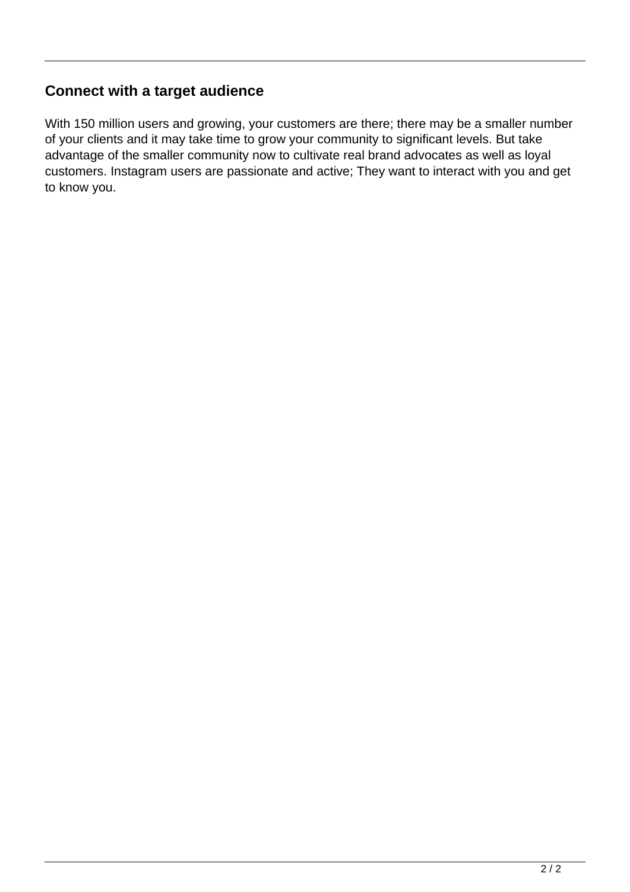## Connect with a target audience

With 150 million users and growing, your customers are there; there may be a smaller number of your clients and it may take time to grow your community to significant levels. But take advantage of the smaller community now to cultivate real brand advocates as well as loyal customers. Instagram users are passionate and active; They want to interact with you and get to know you.